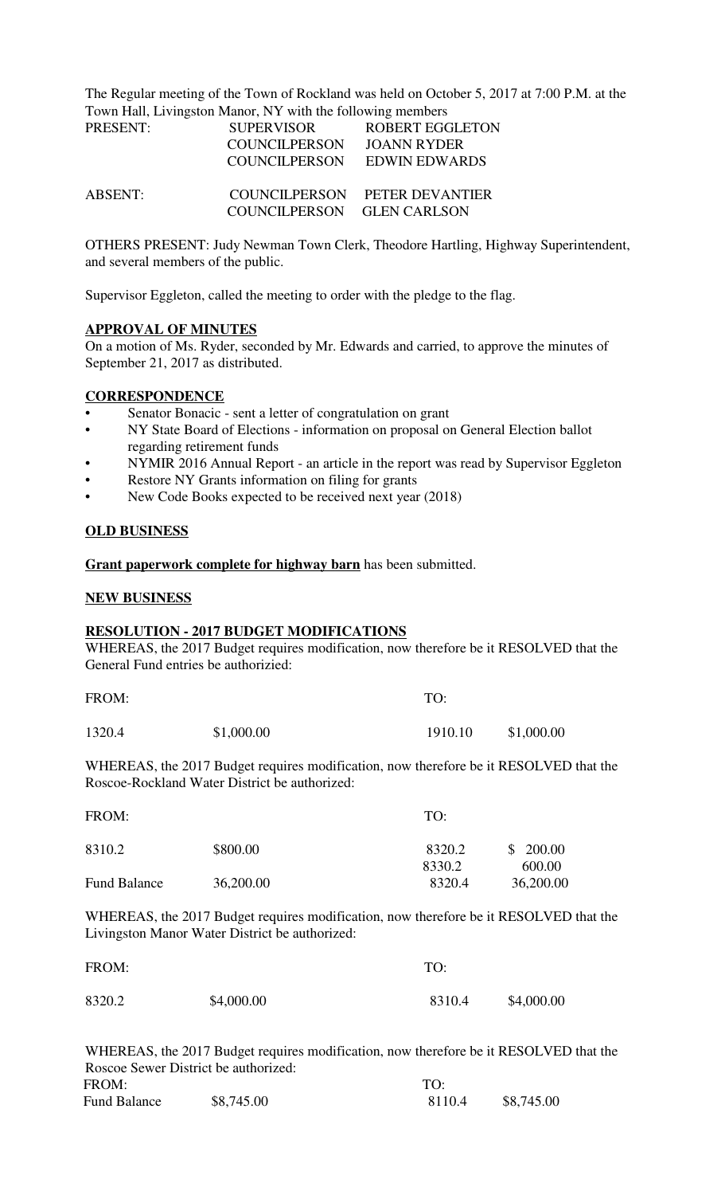The Regular meeting of the Town of Rockland was held on October 5, 2017 at 7:00 P.M. at the Town Hall, Livingston Manor, NY with the following members

| | | |
|---|---|---|
| PRESENT: | SUPERVISOR | ROBERT EGGLETON |
| | COUNCILPERSON | JOANN RYDER |
| | COUNCILPERSON | EDWIN EDWARDS |
| ABSENT: | COUNCILPERSON | PETER DEVANTIER |
| | COUNCILPERSON | GLEN CARLSON |

OTHERS PRESENT: Judy Newman Town Clerk, Theodore Hartling, Highway Superintendent, and several members of the public.

Supervisor Eggleton, called the meeting to order with the pledge to the flag.

**APPROVAL OF MINUTES**

On a motion of Ms. Ryder, seconded by Mr. Edwards and carried, to approve the minutes of September 21, 2017 as distributed.

**CORRESPONDENCE**

- Senator Bonacic - sent a letter of congratulation on grant
- NY State Board of Elections - information on proposal on General Election ballot regarding retirement funds
- NYMIR 2016 Annual Report - an article in the report was read by Supervisor Eggleton
- Restore NY Grants information on filing for grants
- New Code Books expected to be received next year (2018)

**OLD BUSINESS**

**Grant paperwork complete for highway barn** has been submitted.

**NEW BUSINESS**

**RESOLUTION - 2017 BUDGET MODIFICATIONS**

WHEREAS, the 2017 Budget requires modification, now therefore be it RESOLVED that the General Fund entries be authorizied:

| FROM: | | TO: | |
|---|---|---|---|
| 1320.4 | $1,000.00 | 1910.10 | $1,000.00 |

WHEREAS, the 2017 Budget requires modification, now therefore be it RESOLVED that the Roscoe-Rockland Water District be authorized:

| FROM: | | TO: | |
|---|---|---|---|
| 8310.2 | $800.00 | 8320.2 | $ 200.00 |
| | | 8330.2 | 600.00 |
| Fund Balance | 36,200.00 | 8320.4 | 36,200.00 |

WHEREAS, the 2017 Budget requires modification, now therefore be it RESOLVED that the Livingston Manor Water District be authorized:

| FROM: | | TO: | |
|---|---|---|---|
| 8320.2 | $4,000.00 | 8310.4 | $4,000.00 |

WHEREAS, the 2017 Budget requires modification, now therefore be it RESOLVED that the Roscoe Sewer District be authorized:

| FROM: | | TO: | |
|---|---|---|---|
| Fund Balance | $8,745.00 | 8110.4 | $8,745.00 |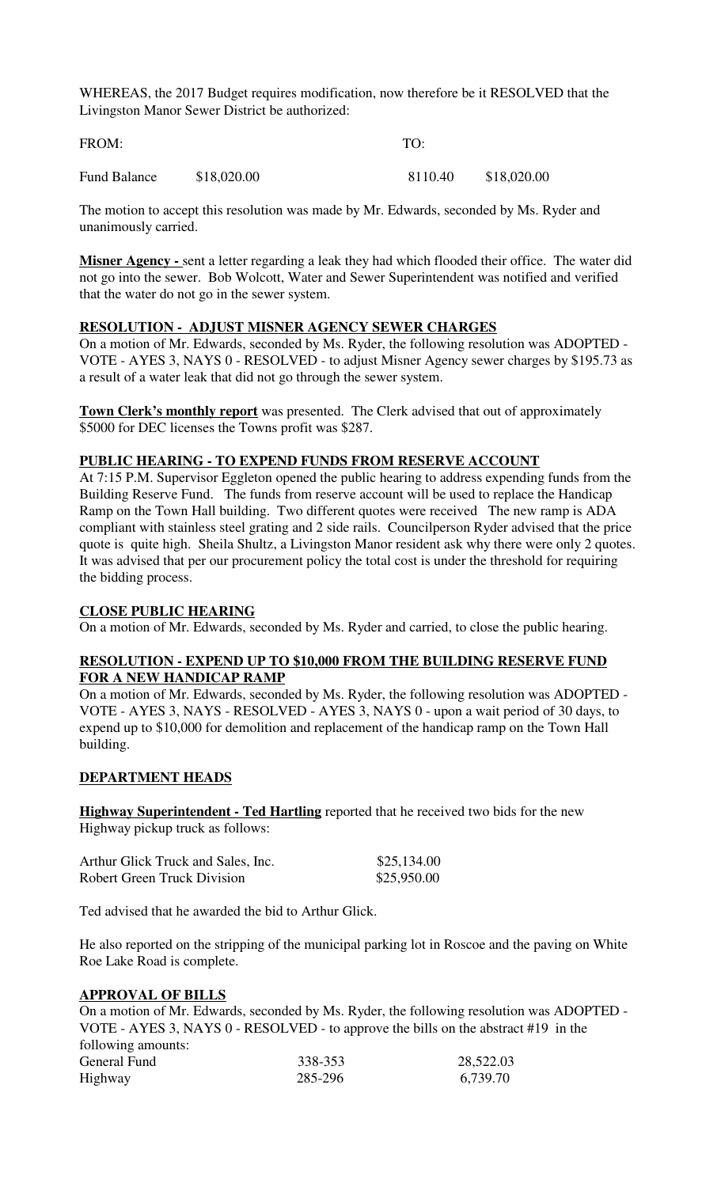WHEREAS, the 2017 Budget requires modification, now therefore be it RESOLVED that the Livingston Manor Sewer District be authorized:

| FROM: | | TO: | |
|---|---|---|---|
| Fund Balance | $18,020.00 | 8110.40 | $18,020.00 |

The motion to accept this resolution was made by Mr. Edwards, seconded by Ms. Ryder and unanimously carried.

**Misner Agency -** sent a letter regarding a leak they had which flooded their office. The water did not go into the sewer. Bob Wolcott, Water and Sewer Superintendent was notified and verified that the water do not go in the sewer system.

**RESOLUTION - ADJUST MISNER AGENCY SEWER CHARGES**

On a motion of Mr. Edwards, seconded by Ms. Ryder, the following resolution was ADOPTED - VOTE - AYES 3, NAYS 0 - RESOLVED - to adjust Misner Agency sewer charges by $195.73 as a result of a water leak that did not go through the sewer system.

**Town Clerk's monthly report** was presented. The Clerk advised that out of approximately $5000 for DEC licenses the Towns profit was $287.

**PUBLIC HEARING - TO EXPEND FUNDS FROM RESERVE ACCOUNT**

At 7:15 P.M. Supervisor Eggleton opened the public hearing to address expending funds from the Building Reserve Fund. The funds from reserve account will be used to replace the Handicap Ramp on the Town Hall building. Two different quotes were received The new ramp is ADA compliant with stainless steel grating and 2 side rails. Councilperson Ryder advised that the price quote is quite high. Sheila Shultz, a Livingston Manor resident ask why there were only 2 quotes. It was advised that per our procurement policy the total cost is under the threshold for requiring the bidding process.

**CLOSE PUBLIC HEARING**

On a motion of Mr. Edwards, seconded by Ms. Ryder and carried, to close the public hearing.

**RESOLUTION - EXPEND UP TO $10,000 FROM THE BUILDING RESERVE FUND FOR A NEW HANDICAP RAMP**

On a motion of Mr. Edwards, seconded by Ms. Ryder, the following resolution was ADOPTED - VOTE - AYES 3, NAYS - RESOLVED - AYES 3, NAYS 0 - upon a wait period of 30 days, to expend up to $10,000 for demolition and replacement of the handicap ramp on the Town Hall building.

**DEPARTMENT HEADS**

**Highway Superintendent - Ted Hartling** reported that he received two bids for the new Highway pickup truck as follows:

| | |
|---|---|
| Arthur Glick Truck and Sales, Inc. | $25,134.00 |
| Robert Green Truck Division | $25,950.00 |

Ted advised that he awarded the bid to Arthur Glick.

He also reported on the stripping of the municipal parking lot in Roscoe and the paving on White Roe Lake Road is complete.

**APPROVAL OF BILLS**

On a motion of Mr. Edwards, seconded by Ms. Ryder, the following resolution was ADOPTED - VOTE - AYES 3, NAYS 0 - RESOLVED - to approve the bills on the abstract #19 in the following amounts:

| | | |
|---|---|---|
| General Fund | 338-353 | 28,522.03 |
| Highway | 285-296 | 6,739.70 |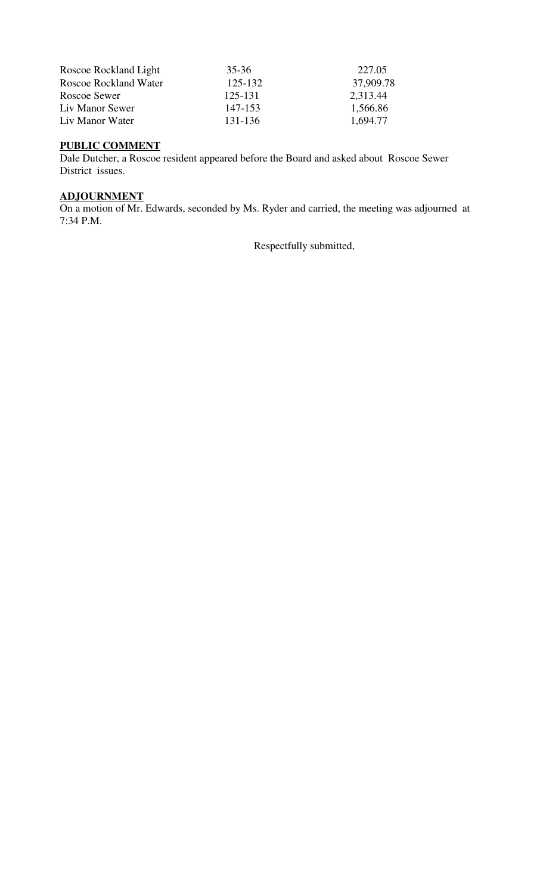| | | |
|---|---|---|
| Roscoe Rockland Light | 35-36 | 227.05 |
| Roscoe Rockland Water | 125-132 | 37,909.78 |
| Roscoe Sewer | 125-131 | 2,313.44 |
| Liv Manor Sewer | 147-153 | 1,566.86 |
| Liv Manor Water | 131-136 | 1,694.77 |

**PUBLIC COMMENT**

Dale Dutcher, a Roscoe resident appeared before the Board and asked about Roscoe Sewer District issues.

**ADJOURNMENT**

On a motion of Mr. Edwards, seconded by Ms. Ryder and carried, the meeting was adjourned at 7:34 P.M.

Respectfully submitted,